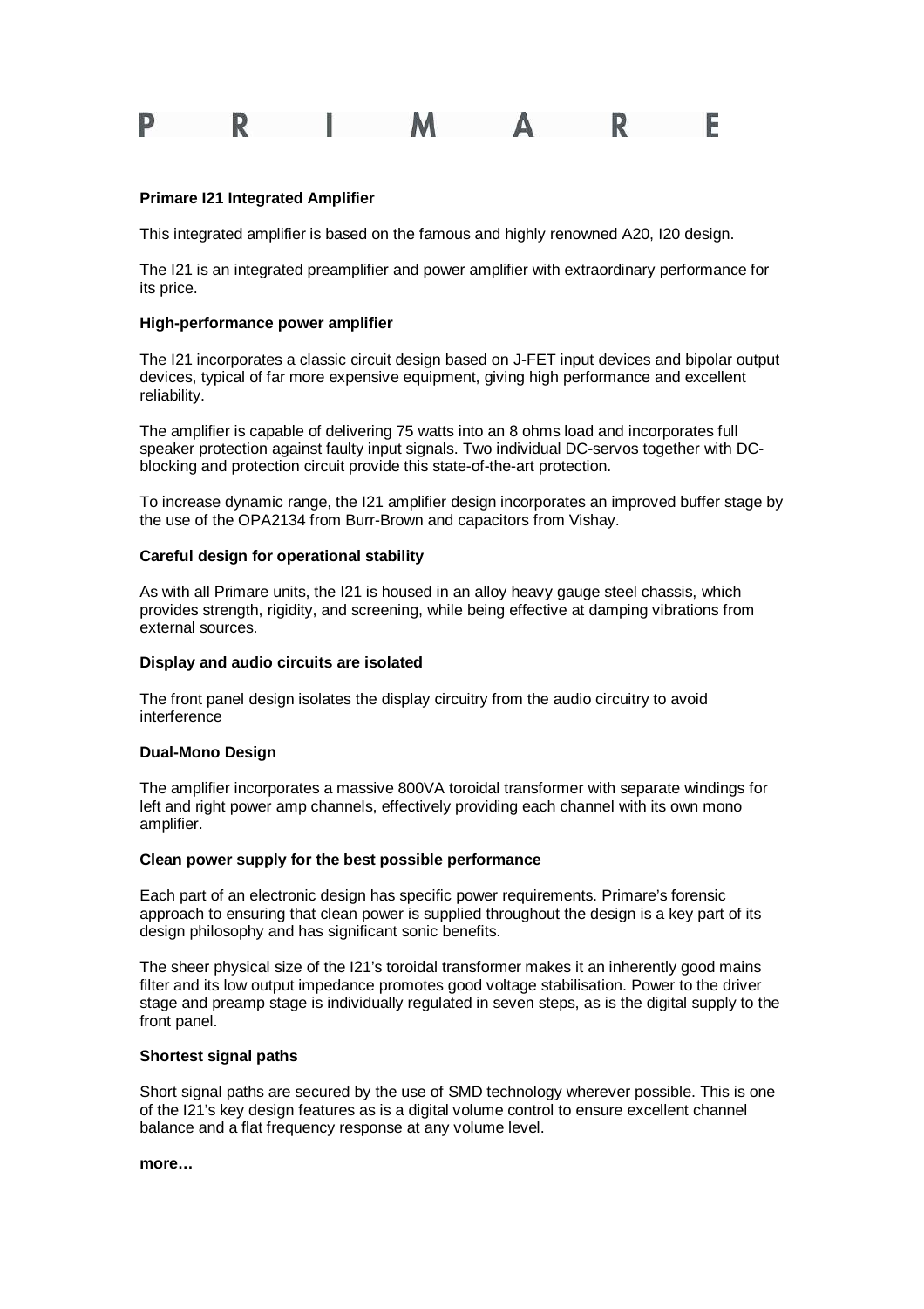# P R I M A R E

**Primare I21 Integrated Amplifier**

This integrated amplifier is based on the famous and highly renowned A20, I20 design.

The I21 is an integrated preamplifier and power amplifier with extraordinary performance for its price.

**High-performance power amplifier**

The I21 incorporates a classic circuit design based on J-FET input devices and bipolar output devices, typical of far more expensive equipment, giving high performance and excellent reliability.

The amplifier is capable of delivering 75 watts into an 8 ohms load and incorporates full speaker protection against faulty input signals. Two individual DC-servos together with DC-blocking and protection circuit provide this state-of-the-art protection.

To increase dynamic range, the I21 amplifier design incorporates an improved buffer stage by the use of the OPA2134 from Burr-Brown and capacitors from Vishay.

**Careful design for operational stability**

As with all Primare units, the I21 is housed in an alloy heavy gauge steel chassis, which provides strength, rigidity, and screening, while being effective at damping vibrations from external sources.

**Display and audio circuits are isolated**

The front panel design isolates the display circuitry from the audio circuitry to avoid interference

**Dual-Mono Design**

The amplifier incorporates a massive 800VA toroidal transformer with separate windings for left and right power amp channels, effectively providing each channel with its own mono amplifier.

**Clean power supply for the best possible performance**

Each part of an electronic design has specific power requirements. Primare's forensic approach to ensuring that clean power is supplied throughout the design is a key part of its design philosophy and has significant sonic benefits.

The sheer physical size of the I21's toroidal transformer makes it an inherently good mains filter and its low output impedance promotes good voltage stabilisation. Power to the driver stage and preamp stage is individually regulated in seven steps, as is the digital supply to the front panel.

**Shortest signal paths**

Short signal paths are secured by the use of SMD technology wherever possible. This is one of the I21's key design features as is a digital volume control to ensure excellent channel balance and a flat frequency response at any volume level.

**more…**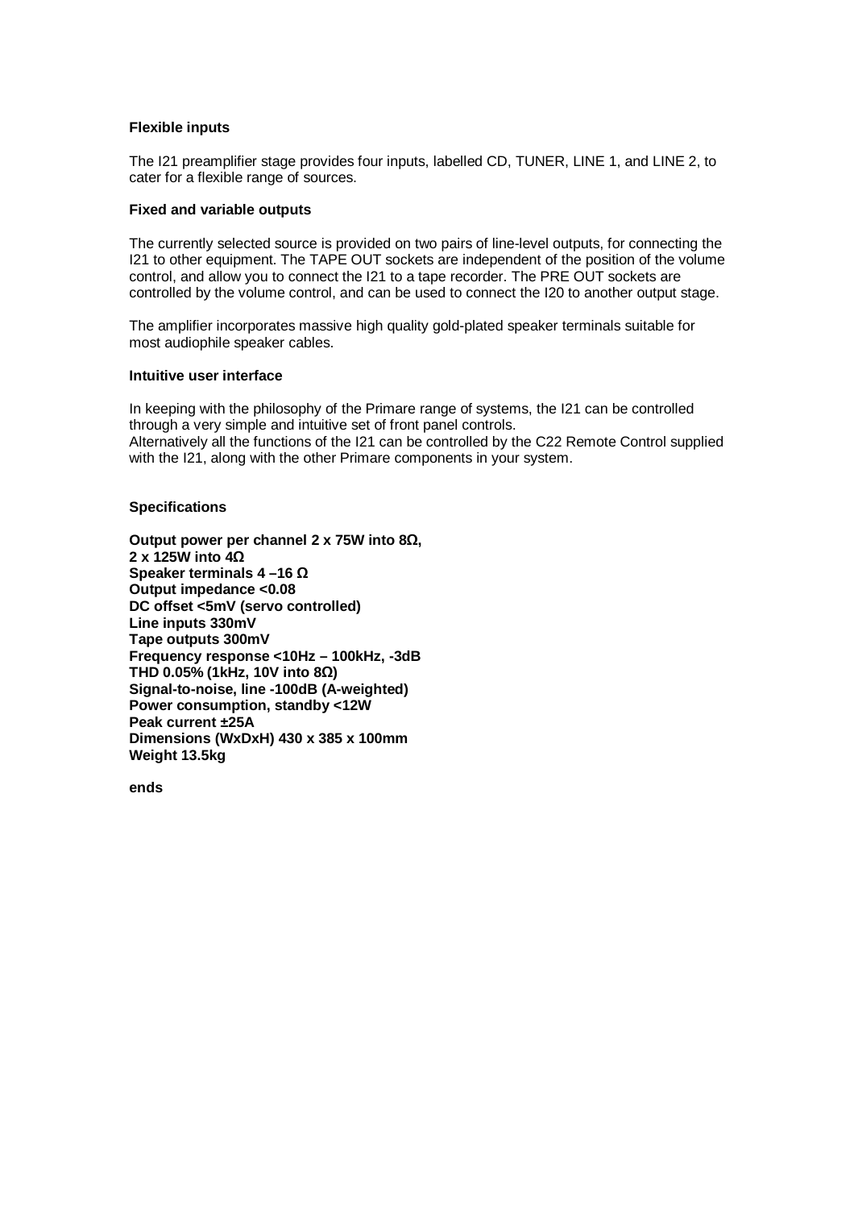**Flexible inputs**

The I21 preamplifier stage provides four inputs, labelled CD, TUNER, LINE 1, and LINE 2, to cater for a flexible range of sources.

**Fixed and variable outputs**

The currently selected source is provided on two pairs of line-level outputs, for connecting the I21 to other equipment. The TAPE OUT sockets are independent of the position of the volume control, and allow you to connect the I21 to a tape recorder. The PRE OUT sockets are controlled by the volume control, and can be used to connect the I20 to another output stage.

The amplifier incorporates massive high quality gold-plated speaker terminals suitable for most audiophile speaker cables.

**Intuitive user interface**

In keeping with the philosophy of the Primare range of systems, the I21 can be controlled through a very simple and intuitive set of front panel controls.
Alternatively all the functions of the I21 can be controlled by the C22 Remote Control supplied with the I21, along with the other Primare components in your system.

**Specifications**

**Output power per channel 2 x 75W into 8Ω,**
**2 x 125W into 4Ω**
**Speaker terminals 4 –16 Ω**
**Output impedance <0.08**
**DC offset <5mV (servo controlled)**
**Line inputs 330mV**
**Tape outputs 300mV**
**Frequency response <10Hz – 100kHz, -3dB**
**THD 0.05% (1kHz, 10V into 8Ω)**
**Signal-to-noise, line -100dB (A-weighted)**
**Power consumption, standby <12W**
**Peak current ±25A**
**Dimensions (WxDxH) 430 x 385 x 100mm**
**Weight 13.5kg**

**ends**